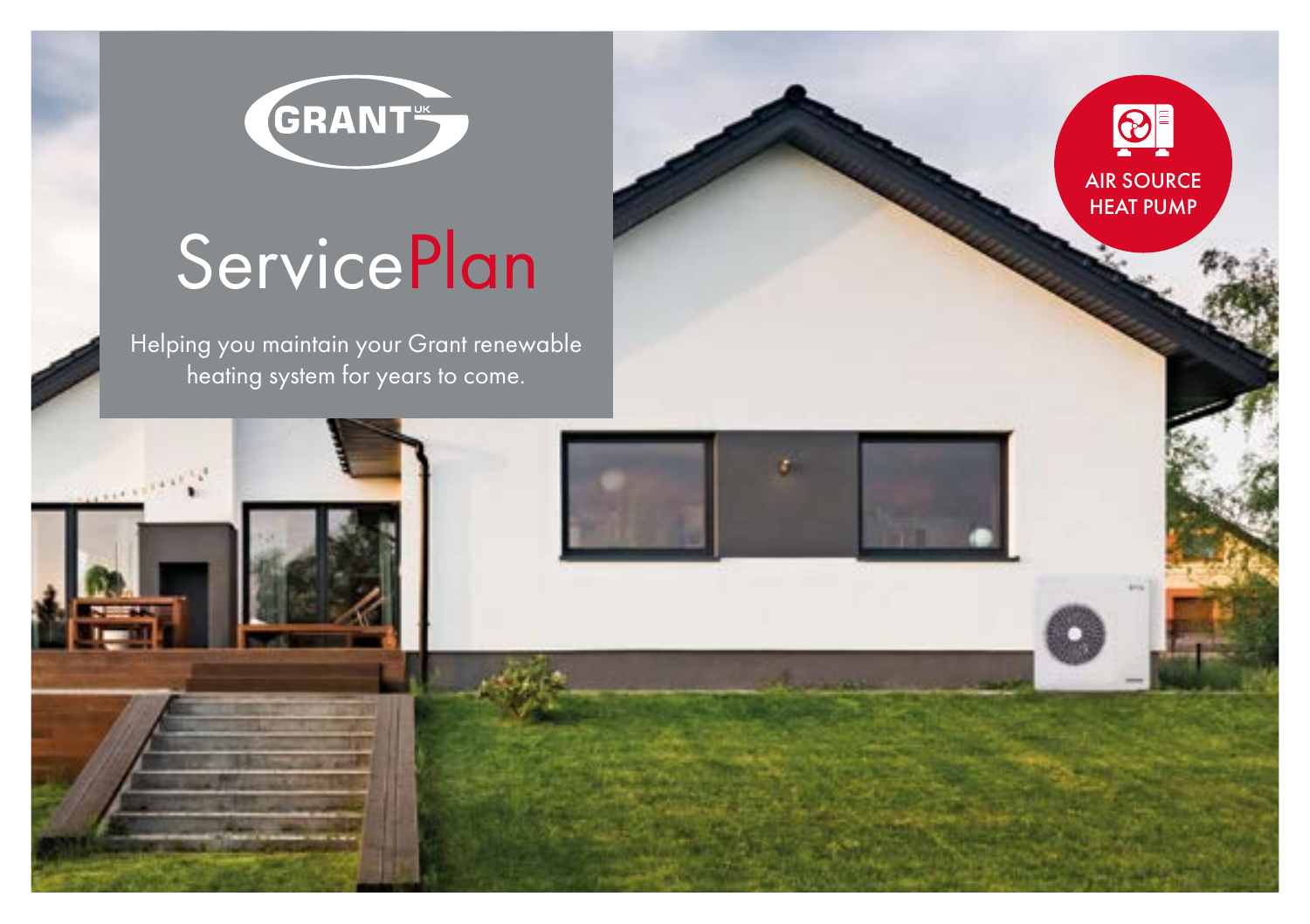GRANT UK

# ServicePlan

Helping you maintain your Grant renewable heating system for years to come.

AIR SOURCE HEAT PUMP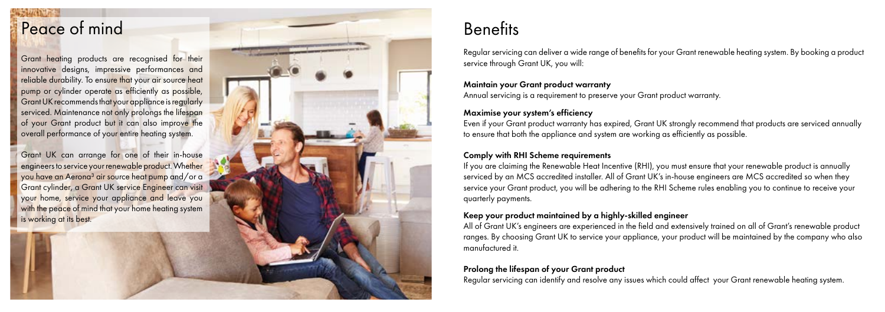# Peace of mind

Grant heating products are recognised for their innovative designs, impressive performances and reliable durability. To ensure that your air source heat pump or cylinder operate as efficiently as possible, Grant UK recommends that your appliance is regularly serviced. Maintenance not only prolongs the lifespan of your Grant product but it can also improve the overall performance of your entire heating system.

Grant UK can arrange for one of their in-house engineers to service your renewable product. Whether you have an Aerona[3] air source heat pump and/or a Grant cylinder, a Grant UK service Engineer can visit your home, service your appliance and leave you with the peace of mind that your home heating system is working at its best.

# Benefits

Regular servicing can deliver a wide range of benefits for your Grant renewable heating system. By booking a product service through Grant UK, you will:

**Maintain your Grant product warranty**

Annual servicing is a requirement to preserve your Grant product warranty.

**Maximise your system's efficiency**

Even if your Grant product warranty has expired, Grant UK strongly recommend that products are serviced annually to ensure that both the appliance and system are working as efficiently as possible.

**Comply with RHI Scheme requirements**

If you are claiming the Renewable Heat Incentive (RHI), you must ensure that your renewable product is annually serviced by an MCS accredited installer. All of Grant UK's in-house engineers are MCS accredited so when they service your Grant product, you will be adhering to the RHI Scheme rules enabling you to continue to receive your quarterly payments.

**Keep your product maintained by a highly-skilled engineer**

All of Grant UK's engineers are experienced in the field and extensively trained on all of Grant's renewable product ranges. By choosing Grant UK to service your appliance, your product will be maintained by the company who also manufactured it.

**Prolong the lifespan of your Grant product**

Regular servicing can identify and resolve any issues which could affect your Grant renewable heating system.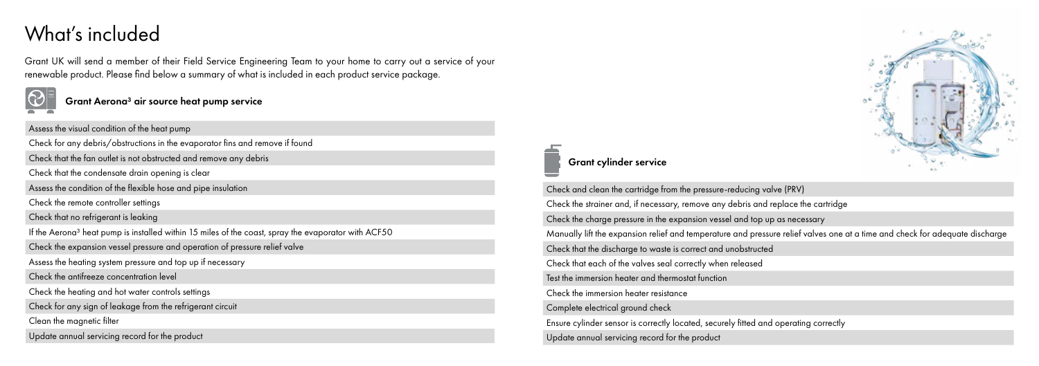# What's included

Grant UK will send a member of their Field Service Engineering Team to your home to carry out a service of your renewable product. Please find below a summary of what is included in each product service package.

### Grant Aerona³ air source heat pump service

- Assess the visual condition of the heat pump
- Check for any debris/obstructions in the evaporator fins and remove if found
- Check that the fan outlet is not obstructed and remove any debris
- Check that the condensate drain opening is clear
- Assess the condition of the flexible hose and pipe insulation
- Check the remote controller settings
- Check that no refrigerant is leaking
- If the Aerona³ heat pump is installed within 15 miles of the coast, spray the evaporator with ACF50
- Check the expansion vessel pressure and operation of pressure relief valve
- Assess the heating system pressure and top up if necessary
- Check the antifreeze concentration level
- Check the heating and hot water controls settings
- Check for any sign of leakage from the refrigerant circuit
- Clean the magnetic filter
- Update annual servicing record for the product

### Grant cylinder service

- Check and clean the cartridge from the pressure-reducing valve (PRV)
- Check the strainer and, if necessary, remove any debris and replace the cartridge
- Check the charge pressure in the expansion vessel and top up as necessary
- Manually lift the expansion relief and temperature and pressure relief valves one at a time and check for adequate discharge
- Check that the discharge to waste is correct and unobstructed
- Check that each of the valves seal correctly when released
- Test the immersion heater and thermostat function
- Check the immersion heater resistance
- Complete electrical ground check
- Ensure cylinder sensor is correctly located, securely fitted and operating correctly
- Update annual servicing record for the product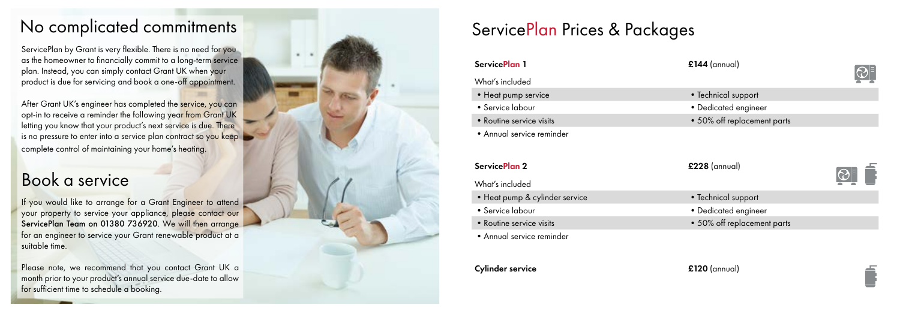## No complicated commitments

ServicePlan by Grant is very flexible. There is no need for you as the homeowner to financially commit to a long-term service plan. Instead, you can simply contact Grant UK when your product is due for servicing and book a one-off appointment.

After Grant UK's engineer has completed the service, you can opt-in to receive a reminder the following year from Grant UK letting you know that your product's next service is due. There is no pressure to enter into a service plan contract so you keep complete control of maintaining your home's heating.

## Book a service

If you would like to arrange for a Grant Engineer to attend your property to service your appliance, please contact our **ServicePlan Team on 01380 736920**. We will then arrange for an engineer to service your Grant renewable product at a suitable time.

Please note, we recommend that you contact Grant UK a month prior to your product's annual service due-date to allow for sufficient time to schedule a booking.

## ServicePlan Prices & Packages

**ServicePlan 1** — **£144** (annual)

What's included

- Heat pump service
- Service labour
- Routine service visits
- Annual service reminder
- Technical support
- Dedicated engineer
- 50% off replacement parts

**ServicePlan 2** — **£228** (annual)

What's included

- Heat pump & cylinder service
- Service labour
- Routine service visits
- Annual service reminder
- Technical support
- Dedicated engineer
- 50% off replacement parts

**Cylinder service** — **£120** (annual)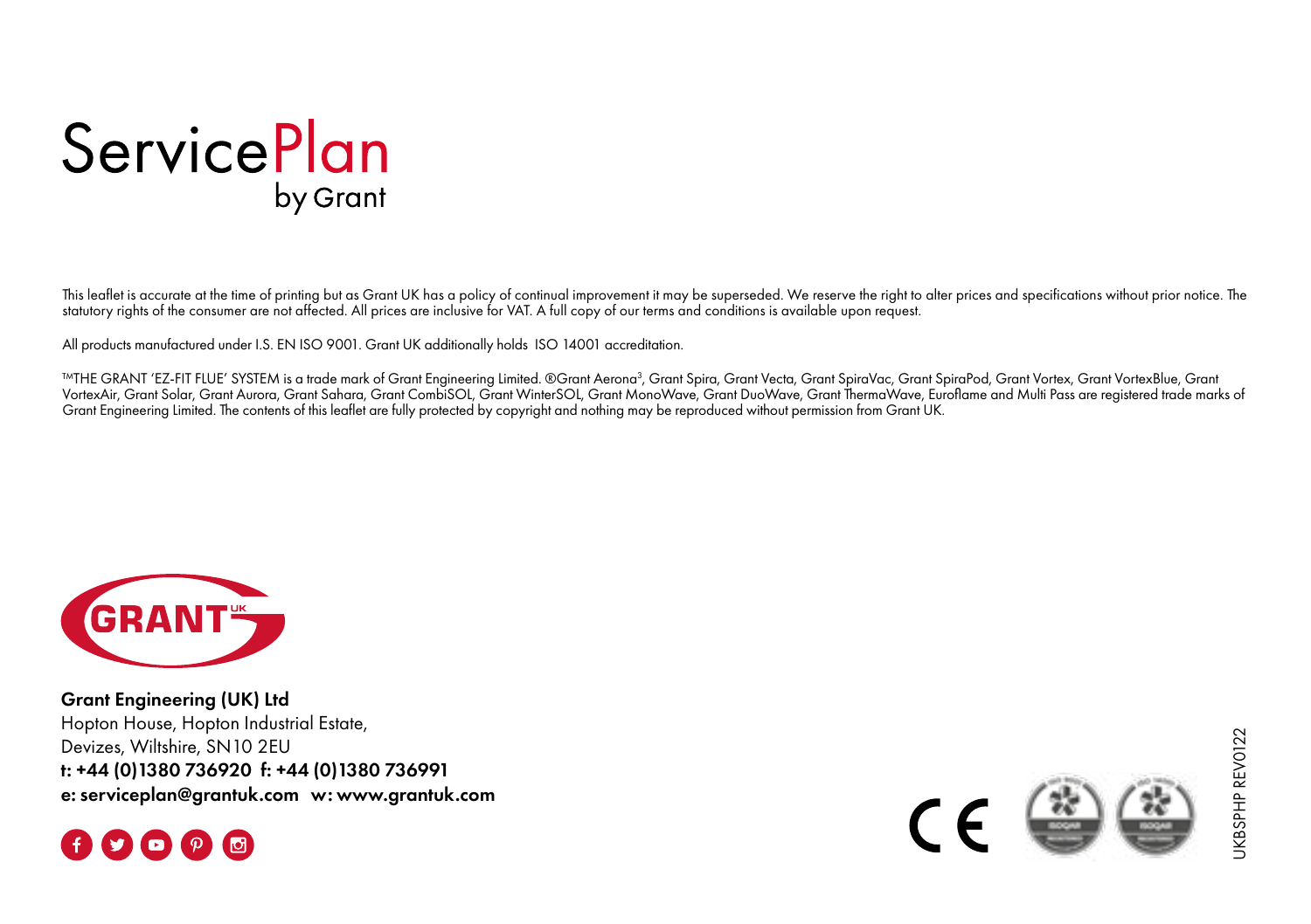# ServicePlan
by Grant

This leaflet is accurate at the time of printing but as Grant UK has a policy of continual improvement it may be superseded. We reserve the right to alter prices and specifications without prior notice. The statutory rights of the consumer are not affected. All prices are inclusive for VAT. A full copy of our terms and conditions is available upon request.

All products manufactured under I.S. EN ISO 9001. Grant UK additionally holds ISO 14001 accreditation.

™THE GRANT 'EZ-FIT FLUE' SYSTEM is a trade mark of Grant Engineering Limited. ®Grant Aerona³, Grant Spira, Grant Vecta, Grant SpiraVac, Grant SpiraPod, Grant Vortex, Grant VortexBlue, Grant VortexAir, Grant Solar, Grant Aurora, Grant Sahara, Grant CombiSOL, Grant WinterSOL, Grant MonoWave, Grant DuoWave, Grant ThermaWave, Euroflame and Multi Pass are registered trade marks of Grant Engineering Limited. The contents of this leaflet are fully protected by copyright and nothing may be reproduced without permission from Grant UK.

GRANT UK

**Grant Engineering (UK) Ltd**
Hopton House, Hopton Industrial Estate,
Devizes, Wiltshire, SN10 2EU
**t: +44 (0)1380 736920 f: +44 (0)1380 736991**
**e: serviceplan@grantuk.com w: www.grantuk.com**

UKBSPHP REV0122